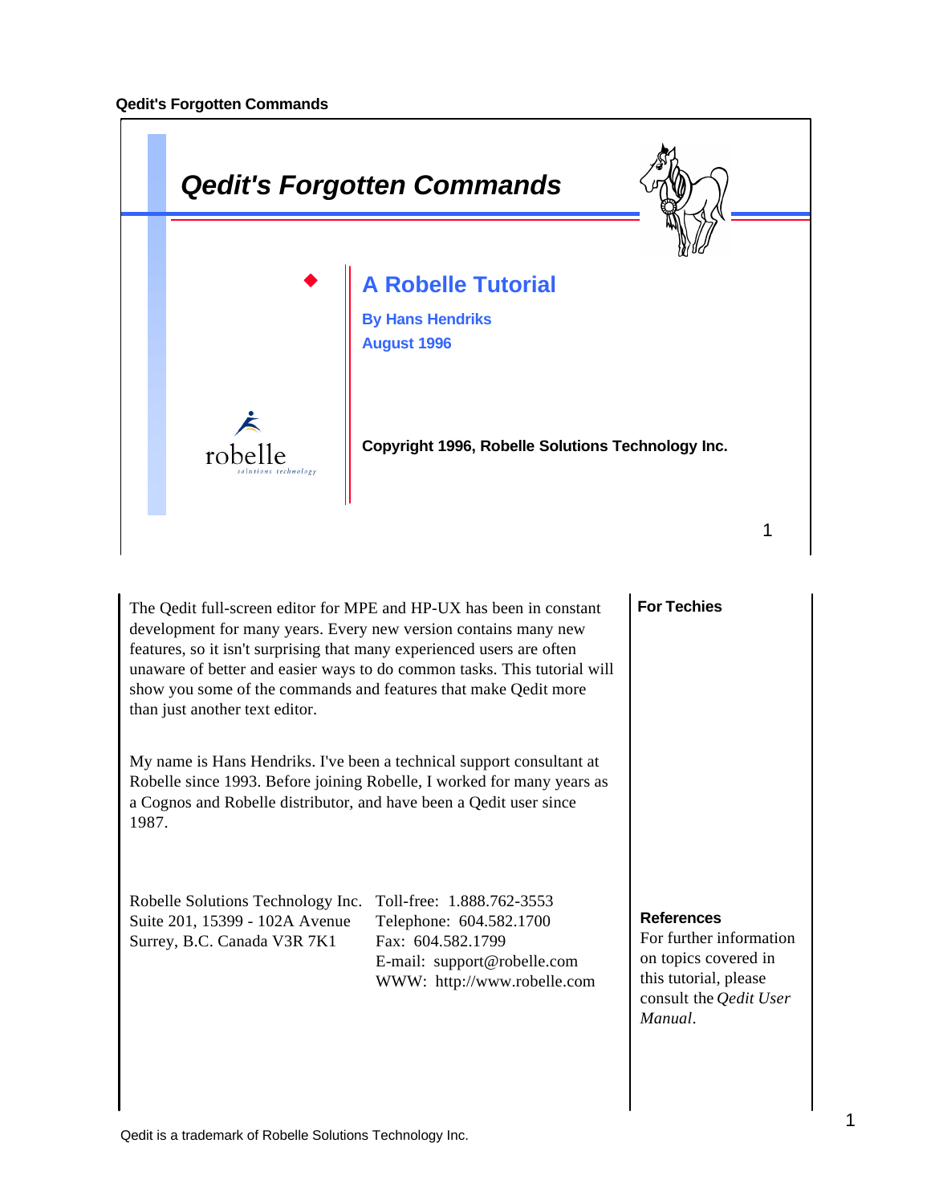# Qedit's Forgotten Commands

## A Robelle Tutorial

**By Hans Hendriks**

**August 1996**

**Copyright 1996, Robelle Solutions Technology Inc.**

The Qedit full-screen editor for MPE and HP-UX has been in constant development for many years. Every new version contains many new features, so it isn't surprising that many experienced users are often unaware of better and easier ways to do common tasks. This tutorial will show you some of the commands and features that make Qedit more than just another text editor.

My name is Hans Hendriks. I've been a technical support consultant at Robelle since 1993. Before joining Robelle, I worked for many years as a Cognos and Robelle distributor, and have been a Qedit user since 1987.

Robelle Solutions Technology Inc.
Suite 201, 15399 - 102A Avenue
Surrey, B.C. Canada V3R 7K1

Toll-free: 1.888.762-3553
Telephone: 604.582.1700
Fax: 604.582.1799
E-mail: support@robelle.com
WWW: http://www.robelle.com

**For Techies**

**References**

For further information on topics covered in this tutorial, please consult the *Qedit User Manual*.

Qedit is a trademark of Robelle Solutions Technology Inc.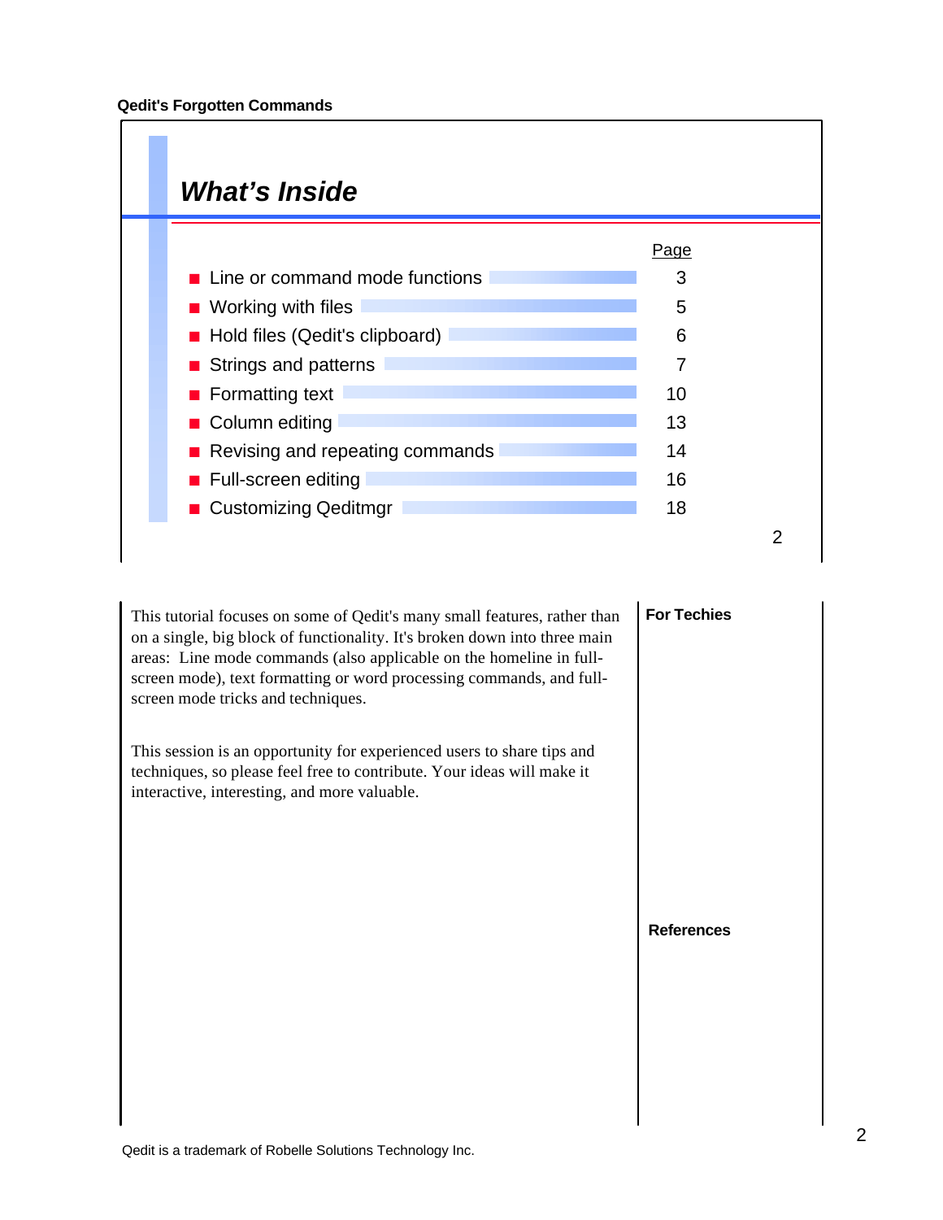## What's Inside

| | Page |
|---|---|
| Line or command mode functions | 3 |
| Working with files | 5 |
| Hold files (Qedit's clipboard) | 6 |
| Strings and patterns | 7 |
| Formatting text | 10 |
| Column editing | 13 |
| Revising and repeating commands | 14 |
| Full-screen editing | 16 |
| Customizing Qeditmgr | 18 |

This tutorial focuses on some of Qedit's many small features, rather than on a single, big block of functionality. It's broken down into three main areas: Line mode commands (also applicable on the homeline in full-screen mode), text formatting or word processing commands, and full-screen mode tricks and techniques.

This session is an opportunity for experienced users to share tips and techniques, so please feel free to contribute. Your ideas will make it interactive, interesting, and more valuable.

**For Techies**

**References**

Qedit is a trademark of Robelle Solutions Technology Inc.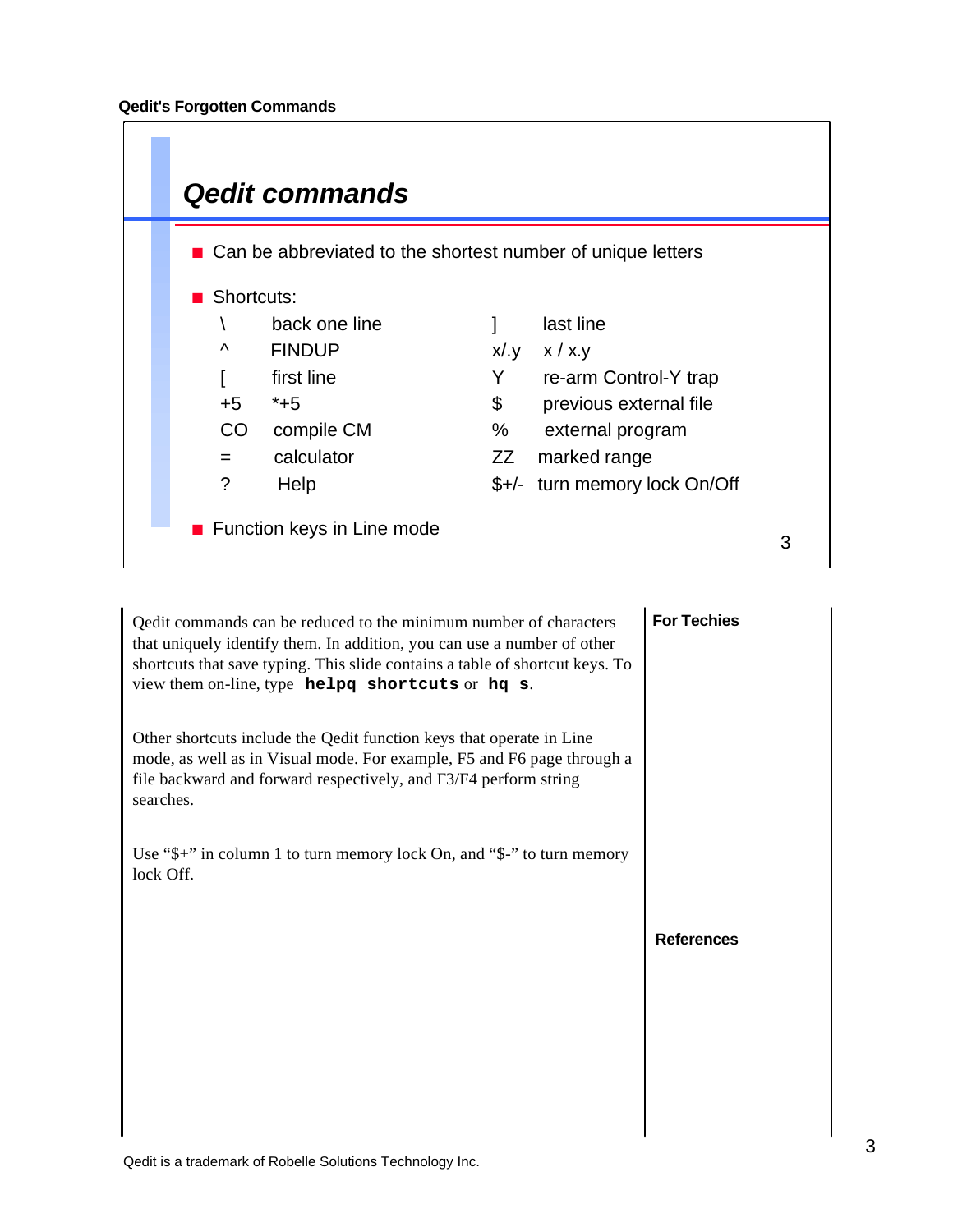## Qedit commands

- Can be abbreviated to the shortest number of unique letters
- Shortcuts:

| | | | |
|---|---|---|---|
| \ | back one line | ] | last line |
| ^ | FINDUP | x/.y | x / x.y |
| [ | first line | Y | re-arm Control-Y trap |
| +5 | *+5 | $ | previous external file |
| CO | compile CM | % | external program |
| = | calculator | ZZ | marked range |
| ? | Help | $+/- | turn memory lock On/Off |

- Function keys in Line mode

Qedit commands can be reduced to the minimum number of characters that uniquely identify them. In addition, you can use a number of other shortcuts that save typing. This slide contains a table of shortcut keys. To view them on-line, type **`helpq shortcuts`** or **`hq s`**.

Other shortcuts include the Qedit function keys that operate in Line mode, as well as in Visual mode. For example, F5 and F6 page through a file backward and forward respectively, and F3/F4 perform string searches.

Use "$+" in column 1 to turn memory lock On, and "$-" to turn memory lock Off.

**For Techies**

**References**

Qedit is a trademark of Robelle Solutions Technology Inc.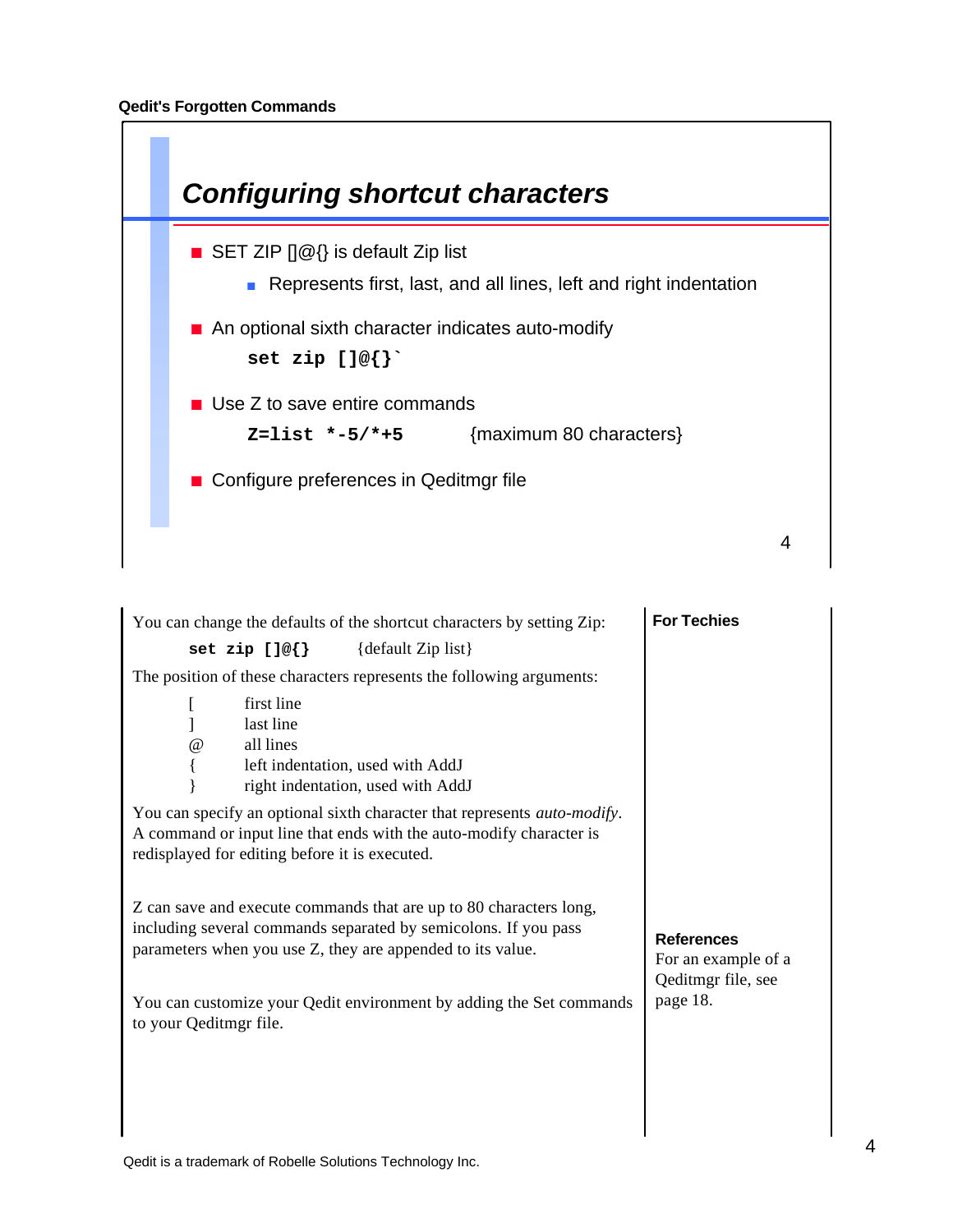## Configuring shortcut characters

- SET ZIP []@{} is default Zip list
  - Represents first, last, and all lines, left and right indentation
- An optional sixth character indicates auto-modify

  ```
  set zip []@{}`
  ```

- Use Z to save entire commands

  ```
  Z=list *-5/*+5
  ```

  {maximum 80 characters}

- Configure preferences in Qeditmgr file

You can change the defaults of the shortcut characters by setting Zip:

```
set zip []@{}
```

{default Zip list}

The position of these characters represents the following arguments:

| | |
|---|---|
| [ | first line |
| ] | last line |
| @ | all lines |
| { | left indentation, used with AddJ |
| } | right indentation, used with AddJ |

You can specify an optional sixth character that represents *auto-modify*. A command or input line that ends with the auto-modify character is redisplayed for editing before it is executed.

Z can save and execute commands that are up to 80 characters long, including several commands separated by semicolons. If you pass parameters when you use Z, they are appended to its value.

You can customize your Qedit environment by adding the Set commands to your Qeditmgr file.

**For Techies**

**References**

For an example of a Qeditmgr file, see page 18.

Qedit is a trademark of Robelle Solutions Technology Inc.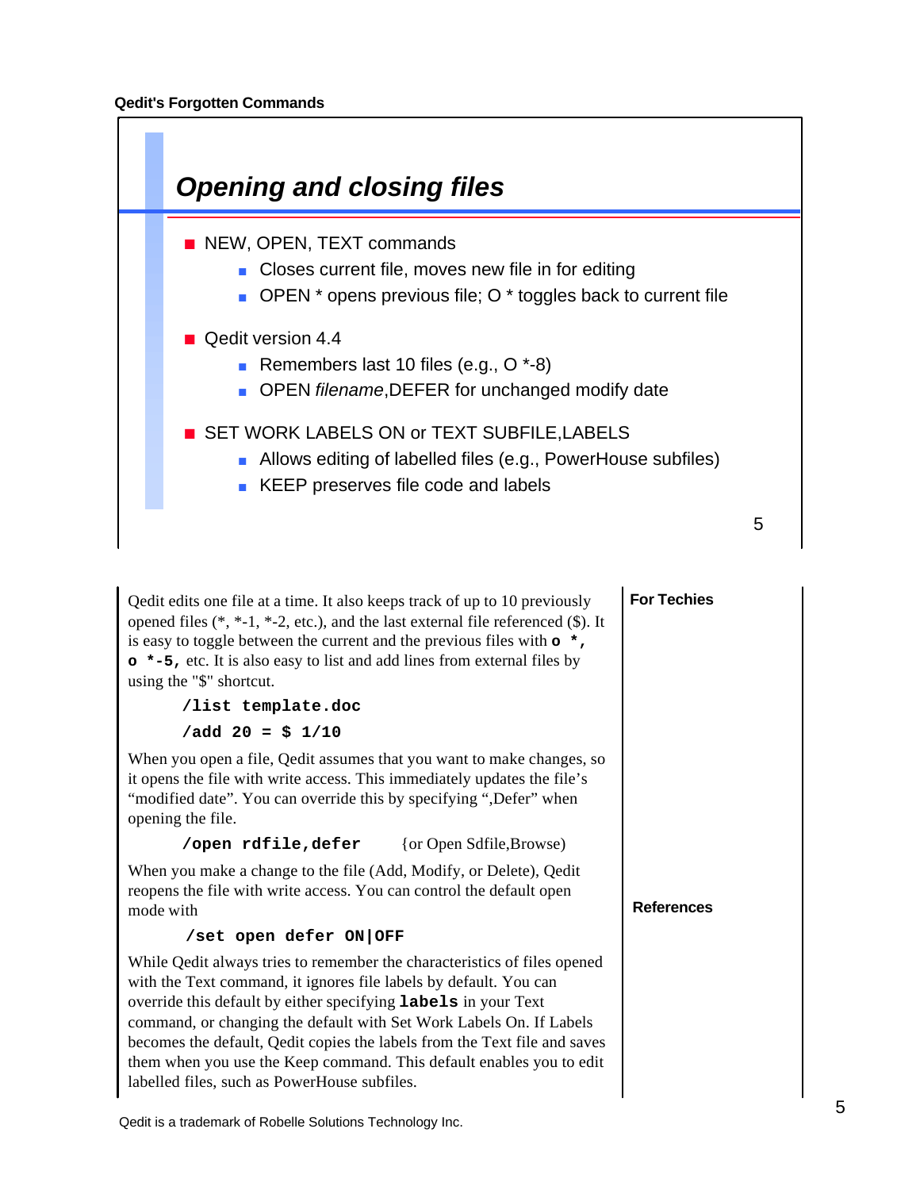## Opening and closing files

- NEW, OPEN, TEXT commands
  - Closes current file, moves new file in for editing
  - OPEN * opens previous file; O * toggles back to current file
- Qedit version 4.4
  - Remembers last 10 files (e.g., O *-8)
  - OPEN *filename*,DEFER for unchanged modify date
- SET WORK LABELS ON or TEXT SUBFILE,LABELS
  - Allows editing of labelled files (e.g., PowerHouse subfiles)
  - KEEP preserves file code and labels

Qedit edits one file at a time. It also keeps track of up to 10 previously opened files (*, *-1, *-2, etc.), and the last external file referenced ($). It is easy to toggle between the current and the previous files with **o ***, **o *-5,** etc. It is also easy to list and add lines from external files by using the "$" shortcut.

```
/list template.doc
/add 20 = $ 1/10
```

When you open a file, Qedit assumes that you want to make changes, so it opens the file with write access. This immediately updates the file's "modified date". You can override this by specifying ",Defer" when opening the file.

```
/open rdfile,defer
```

{or Open Sdfile,Browse)

When you make a change to the file (Add, Modify, or Delete), Qedit reopens the file with write access. You can control the default open mode with

```
/set open defer ON|OFF
```

While Qedit always tries to remember the characteristics of files opened with the Text command, it ignores file labels by default. You can override this default by either specifying **labels** in your Text command, or changing the default with Set Work Labels On. If Labels becomes the default, Qedit copies the labels from the Text file and saves them when you use the Keep command. This default enables you to edit labelled files, such as PowerHouse subfiles.

**For Techies**

**References**

Qedit is a trademark of Robelle Solutions Technology Inc.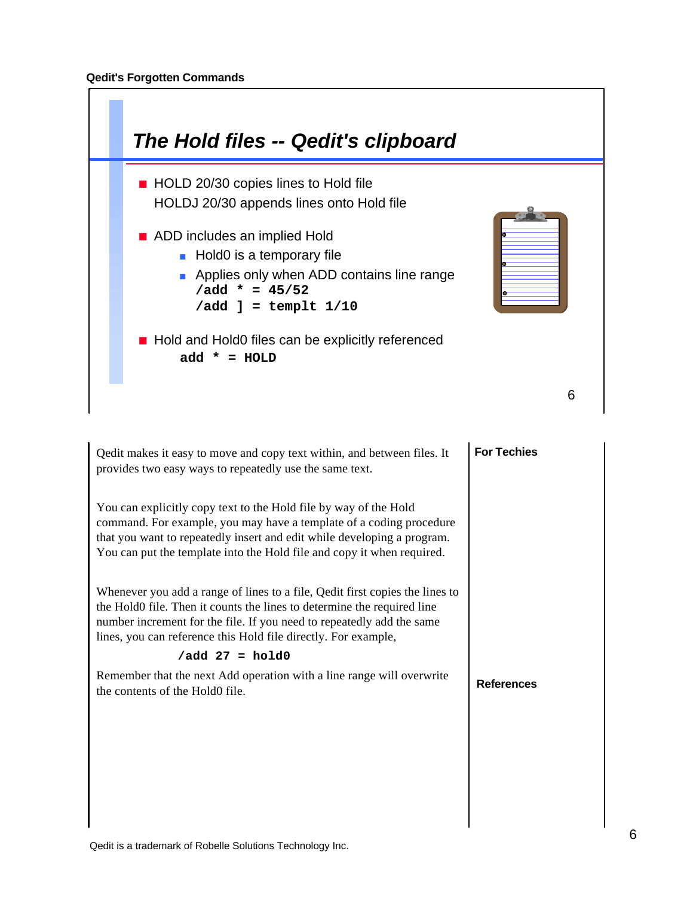## The Hold files -- Qedit's clipboard

- HOLD 20/30 copies lines to Hold file
  HOLDJ 20/30 appends lines onto Hold file
- ADD includes an implied Hold
  - Hold0 is a temporary file
  - Applies only when ADD contains line range

    ```
    /add * = 45/52
    /add ] = templt 1/10
    ```
- Hold and Hold0 files can be explicitly referenced

  ```
  add * = HOLD
  ```

Qedit makes it easy to move and copy text within, and between files. It provides two easy ways to repeatedly use the same text.

You can explicitly copy text to the Hold file by way of the Hold command. For example, you may have a template of a coding procedure that you want to repeatedly insert and edit while developing a program. You can put the template into the Hold file and copy it when required.

Whenever you add a range of lines to a file, Qedit first copies the lines to the Hold0 file. Then it counts the lines to determine the required line number increment for the file. If you need to repeatedly add the same lines, you can reference this Hold file directly. For example,

```
/add 27 = hold0
```

Remember that the next Add operation with a line range will overwrite the contents of the Hold0 file.

**For Techies**

**References**

Qedit is a trademark of Robelle Solutions Technology Inc.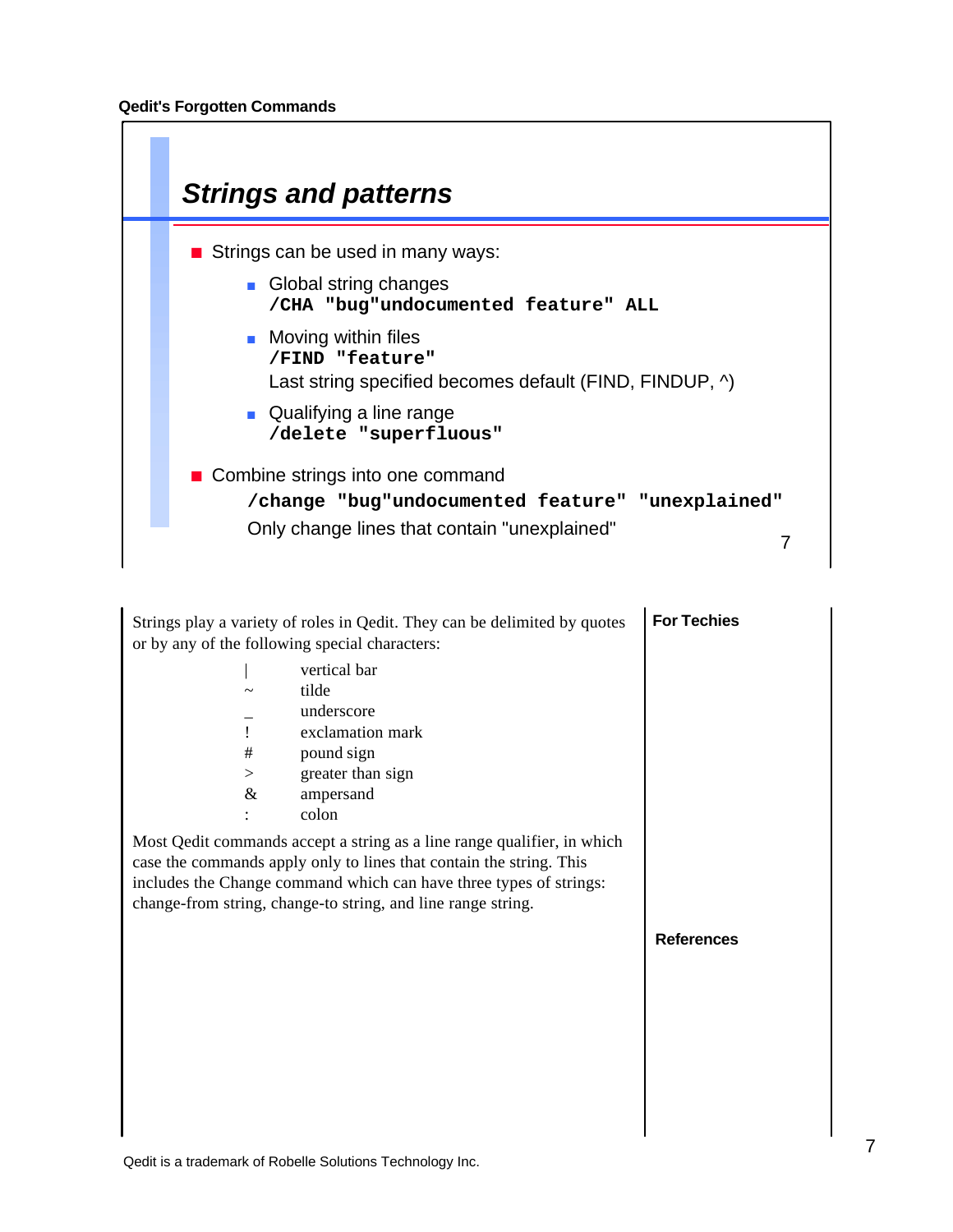## Strings and patterns

- Strings can be used in many ways:
  - Global string changes
    `/CHA "bug"undocumented feature" ALL`
  - Moving within files
    `/FIND "feature"`
    Last string specified becomes default (FIND, FINDUP, ^)
  - Qualifying a line range
    `/delete "superfluous"`
- Combine strings into one command
  `/change "bug"undocumented feature" "unexplained"`
  Only change lines that contain "unexplained"

Strings play a variety of roles in Qedit. They can be delimited by quotes or by any of the following special characters:

| Character | Name |
|---|---|
| \| | vertical bar |
| ~ | tilde |
| _ | underscore |
| ! | exclamation mark |
| # | pound sign |
| > | greater than sign |
| & | ampersand |
| : | colon |

Most Qedit commands accept a string as a line range qualifier, in which case the commands apply only to lines that contain the string. This includes the Change command which can have three types of strings: change-from string, change-to string, and line range string.

**For Techies**

**References**

Qedit is a trademark of Robelle Solutions Technology Inc.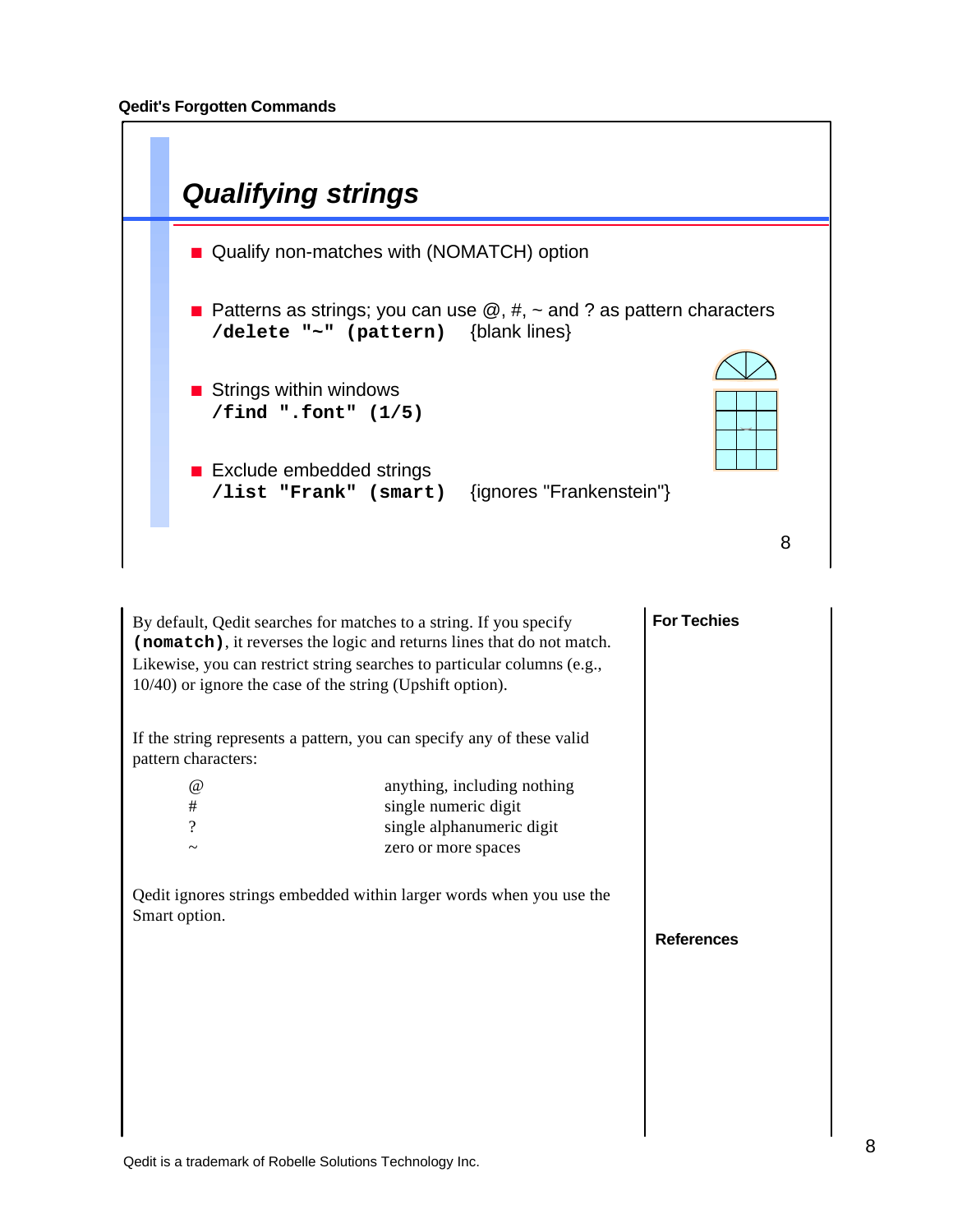## Qualifying strings

- Qualify non-matches with (NOMATCH) option
- Patterns as strings; you can use @, #, ~ and ? as pattern characters
  **`/delete "~" (pattern)`** {blank lines}
- Strings within windows
  **`/find ".font" (1/5)`**
- Exclude embedded strings
  **`/list "Frank" (smart)`** {ignores "Frankenstein"}

By default, Qedit searches for matches to a string. If you specify **`(nomatch)`**, it reverses the logic and returns lines that do not match. Likewise, you can restrict string searches to particular columns (e.g., 10/40) or ignore the case of the string (Upshift option).

If the string represents a pattern, you can specify any of these valid pattern characters:

| | |
|---|---|
| @ | anything, including nothing |
| # | single numeric digit |
| ? | single alphanumeric digit |
| ~ | zero or more spaces |

Qedit ignores strings embedded within larger words when you use the Smart option.

**For Techies**

**References**

Qedit is a trademark of Robelle Solutions Technology Inc.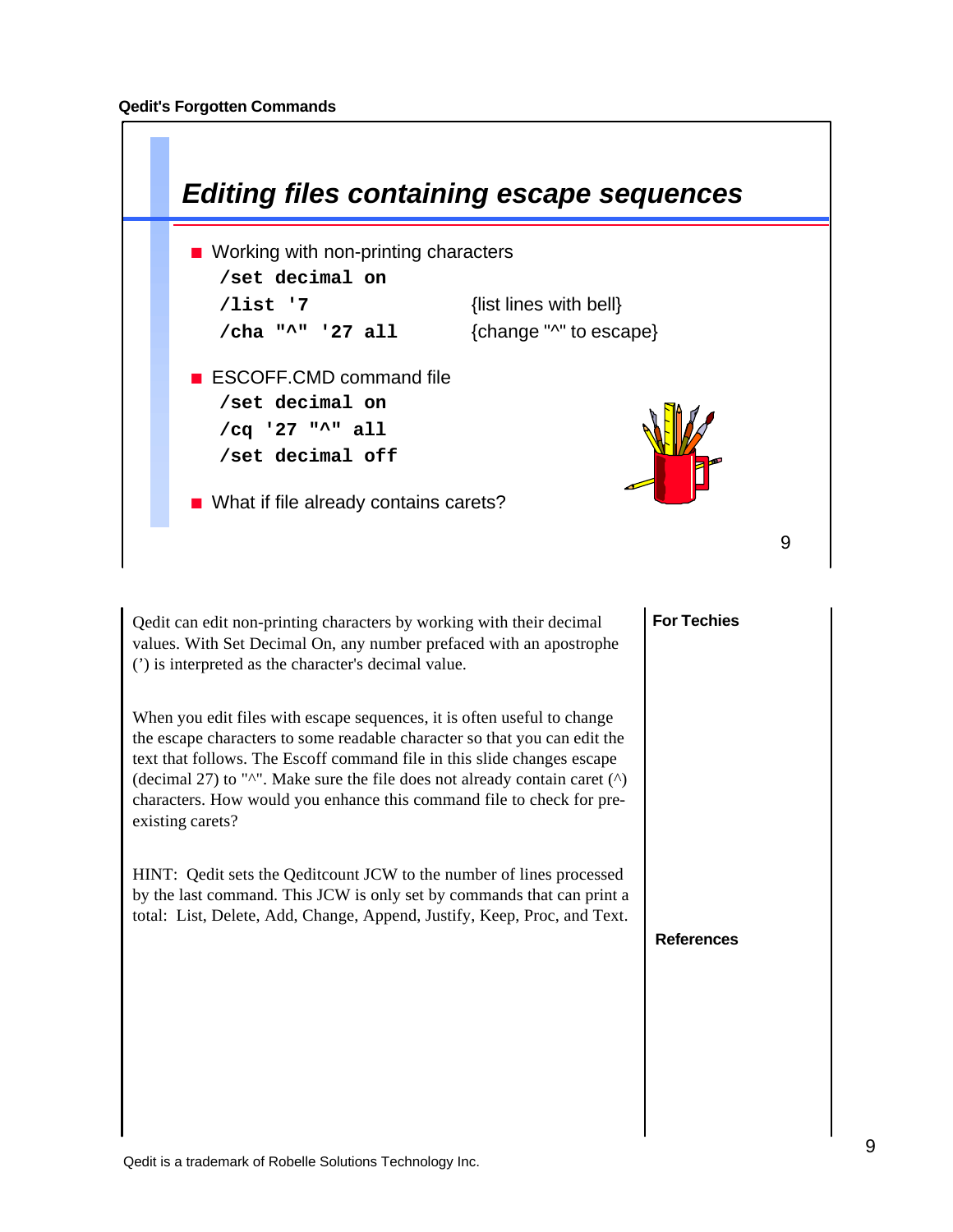## Editing files containing escape sequences

- Working with non-printing characters

```
/set decimal on
/list '7                  {list lines with bell}
/cha "^" '27 all          {change "^" to escape}
```

- ESCOFF.CMD command file

```
/set decimal on
/cq '27 "^" all
/set decimal off
```

- What if file already contains carets?

Qedit can edit non-printing characters by working with their decimal values. With Set Decimal On, any number prefaced with an apostrophe (') is interpreted as the character's decimal value.

When you edit files with escape sequences, it is often useful to change the escape characters to some readable character so that you can edit the text that follows. The Escoff command file in this slide changes escape (decimal 27) to "^". Make sure the file does not already contain caret (^) characters. How would you enhance this command file to check for pre-existing carets?

HINT: Qedit sets the Qeditcount JCW to the number of lines processed by the last command. This JCW is only set by commands that can print a total: List, Delete, Add, Change, Append, Justify, Keep, Proc, and Text.

**For Techies**

**References**

Qedit is a trademark of Robelle Solutions Technology Inc.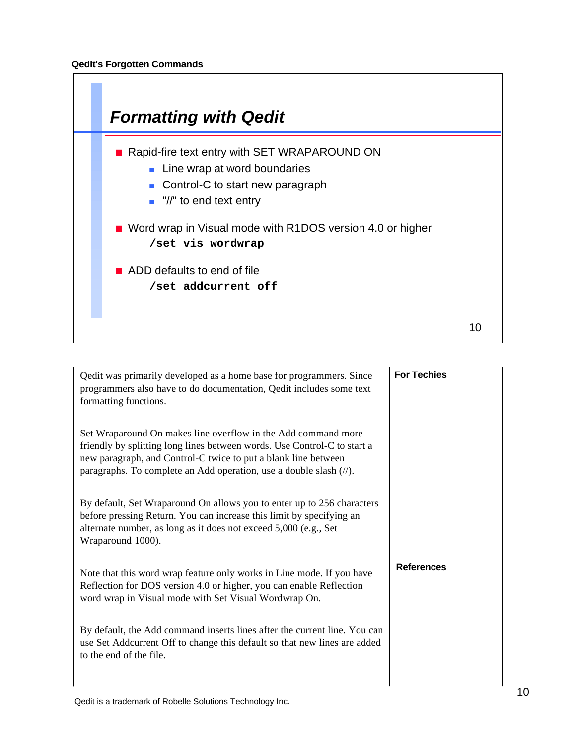## Formatting with Qedit

- Rapid-fire text entry with SET WRAPAROUND ON
  - Line wrap at word boundaries
  - Control-C to start new paragraph
  - "//" to end text entry
- Word wrap in Visual mode with R1DOS version 4.0 or higher

  **`/set vis wordwrap`**
- ADD defaults to end of file

  **`/set addcurrent off`**

Qedit was primarily developed as a home base for programmers. Since programmers also have to do documentation, Qedit includes some text formatting functions.

Set Wraparound On makes line overflow in the Add command more friendly by splitting long lines between words. Use Control-C to start a new paragraph, and Control-C twice to put a blank line between paragraphs. To complete an Add operation, use a double slash (//).

By default, Set Wraparound On allows you to enter up to 256 characters before pressing Return. You can increase this limit by specifying an alternate number, as long as it does not exceed 5,000 (e.g., Set Wraparound 1000).

Note that this word wrap feature only works in Line mode. If you have Reflection for DOS version 4.0 or higher, you can enable Reflection word wrap in Visual mode with Set Visual Wordwrap On.

By default, the Add command inserts lines after the current line. You can use Set Addcurrent Off to change this default so that new lines are added to the end of the file.

**For Techies**

**References**

Qedit is a trademark of Robelle Solutions Technology Inc.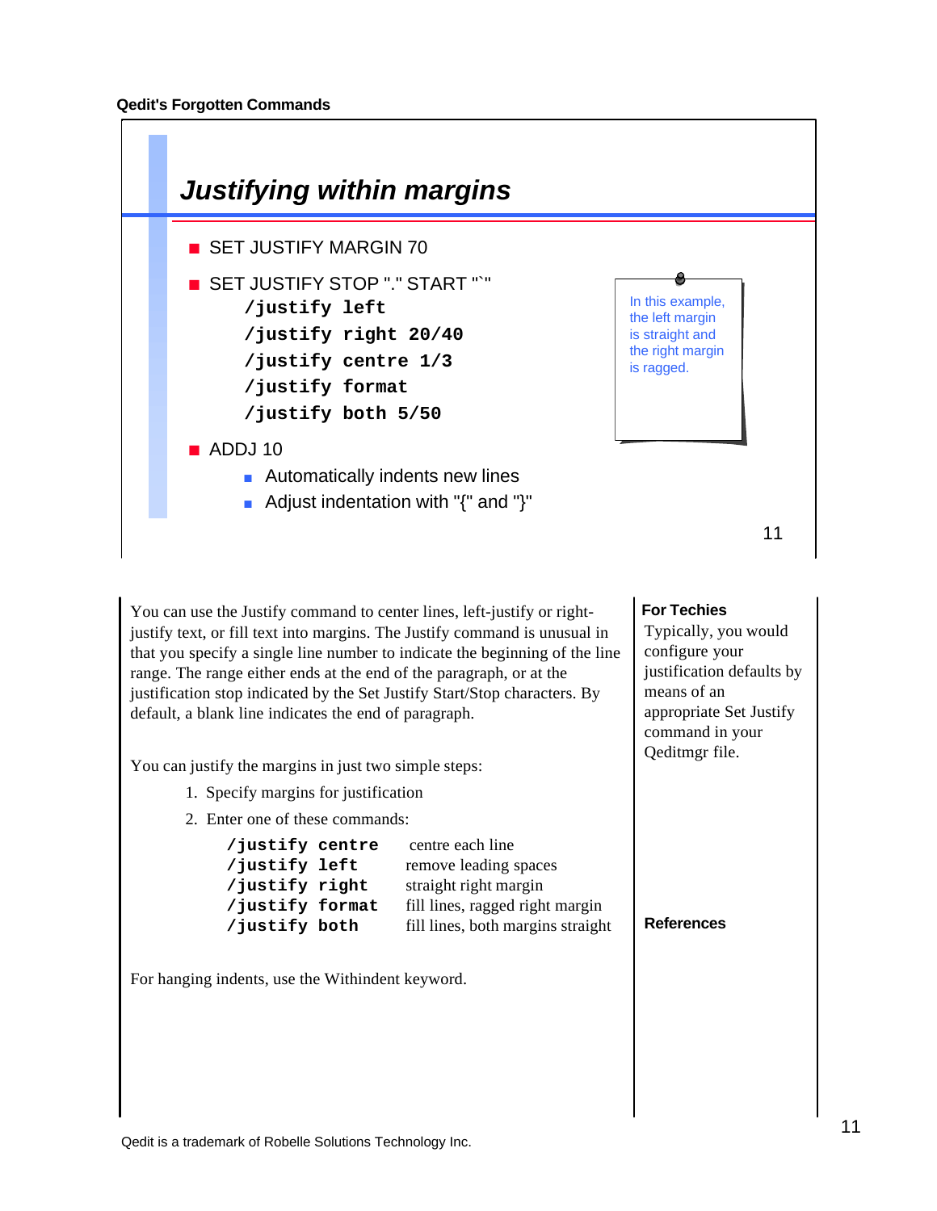## Justifying within margins

- SET JUSTIFY MARGIN 70
- SET JUSTIFY STOP "." START "`"

```
/justify left
/justify right 20/40
/justify centre 1/3
/justify format
/justify both 5/50
```

- ADDJ 10
  - Automatically indents new lines
  - Adjust indentation with "{" and "}"

In this example, the left margin is straight and the right margin is ragged.

You can use the Justify command to center lines, left-justify or right-justify text, or fill text into margins. The Justify command is unusual in that you specify a single line number to indicate the beginning of the line range. The range either ends at the end of the paragraph, or at the justification stop indicated by the Set Justify Start/Stop characters. By default, a blank line indicates the end of paragraph.

You can justify the margins in just two simple steps:

1. Specify margins for justification
2. Enter one of these commands:

| Command | Description |
|---|---|
| `/justify centre` | centre each line |
| `/justify left` | remove leading spaces |
| `/justify right` | straight right margin |
| `/justify format` | fill lines, ragged right margin |
| `/justify both` | fill lines, both margins straight |

For hanging indents, use the Withindent keyword.

**For Techies**

Typically, you would configure your justification defaults by means of an appropriate Set Justify command in your Qeditmgr file.

**References**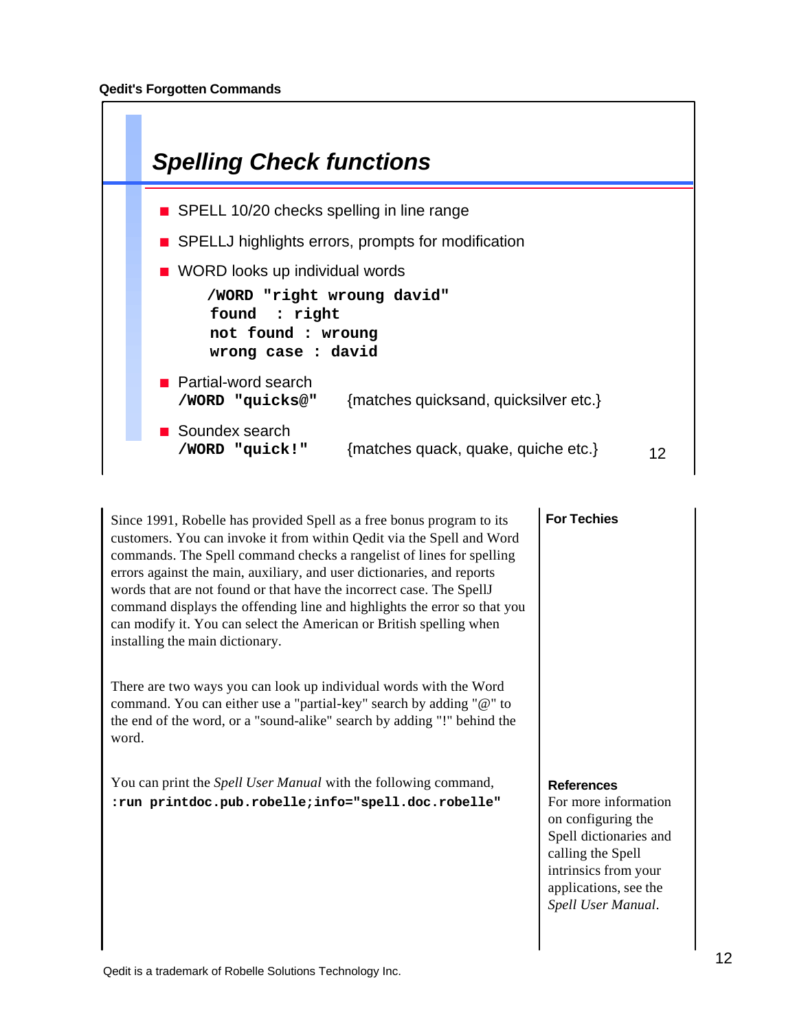## Spelling Check functions

- SPELL 10/20 checks spelling in line range
- SPELLJ highlights errors, prompts for modification
- WORD looks up individual words

```
/WORD "right wroung david"
 found  : right
 not found : wroung
 wrong case : david
```

- Partial-word search
  **/WORD "quicks@"** {matches quicksand, quicksilver etc.}
- Soundex search
  **/WORD "quick!"** {matches quack, quake, quiche etc.}

Since 1991, Robelle has provided Spell as a free bonus program to its customers. You can invoke it from within Qedit via the Spell and Word commands. The Spell command checks a rangelist of lines for spelling errors against the main, auxiliary, and user dictionaries, and reports words that are not found or that have the incorrect case. The SpellJ command displays the offending line and highlights the error so that you can modify it. You can select the American or British spelling when installing the main dictionary.

There are two ways you can look up individual words with the Word command. You can either use a "partial-key" search by adding "@" to the end of the word, or a "sound-alike" search by adding "!" behind the word.

You can print the *Spell User Manual* with the following command,

```
:run printdoc.pub.robelle;info="spell.doc.robelle"
```

**For Techies**

**References**
For more information on configuring the Spell dictionaries and calling the Spell intrinsics from your applications, see the *Spell User Manual*.

Qedit is a trademark of Robelle Solutions Technology Inc.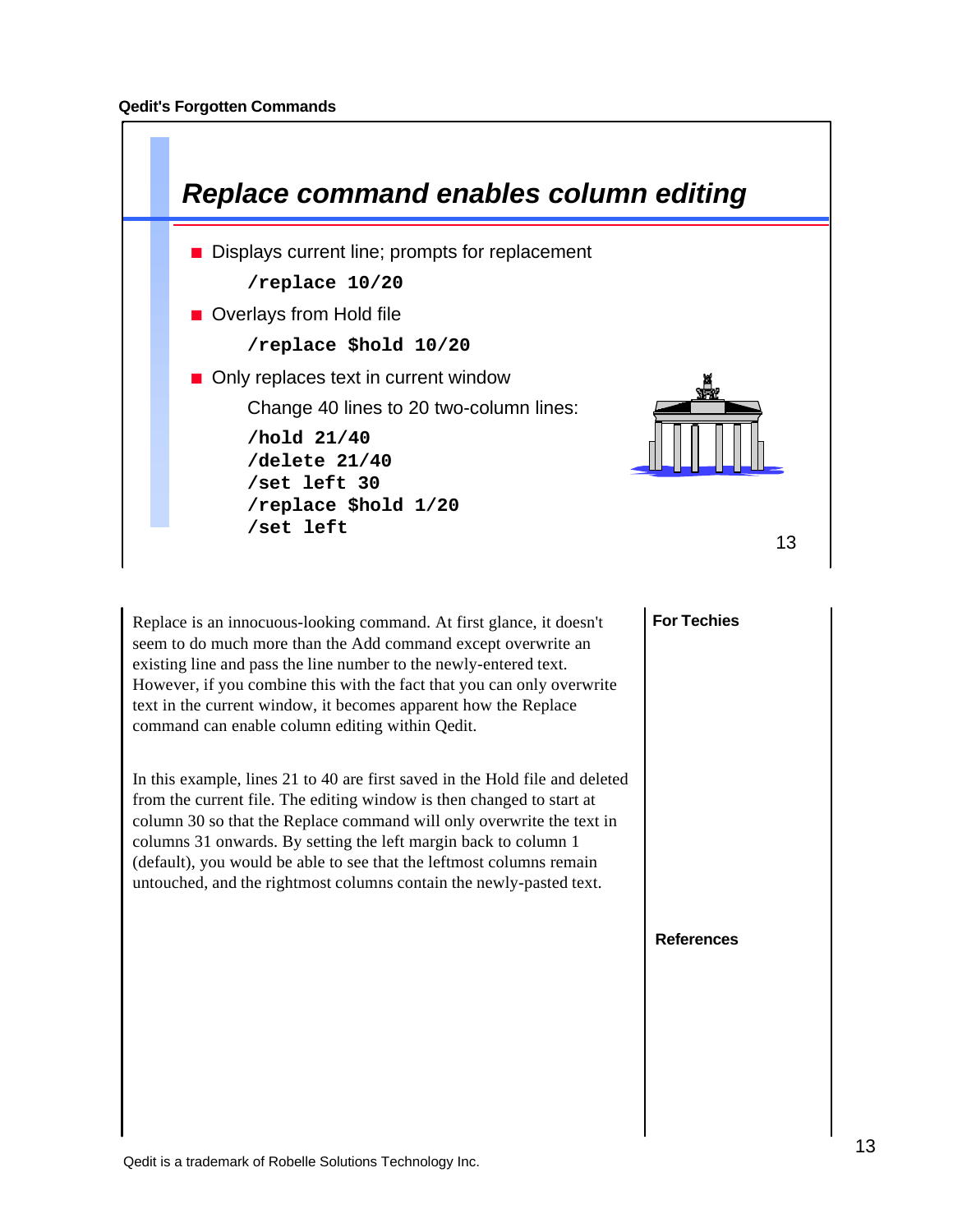## Replace command enables column editing

- Displays current line; prompts for replacement

```
/replace 10/20
```

- Overlays from Hold file

```
/replace $hold 10/20
```

- Only replaces text in current window

  Change 40 lines to 20 two-column lines:

```
/hold 21/40
/delete 21/40
/set left 30
/replace $hold 1/20
/set left
```

Replace is an innocuous-looking command. At first glance, it doesn't seem to do much more than the Add command except overwrite an existing line and pass the line number to the newly-entered text. However, if you combine this with the fact that you can only overwrite text in the current window, it becomes apparent how the Replace command can enable column editing within Qedit.

In this example, lines 21 to 40 are first saved in the Hold file and deleted from the current file. The editing window is then changed to start at column 30 so that the Replace command will only overwrite the text in columns 31 onwards. By setting the left margin back to column 1 (default), you would be able to see that the leftmost columns remain untouched, and the rightmost columns contain the newly-pasted text.

**For Techies**

**References**

Qedit is a trademark of Robelle Solutions Technology Inc.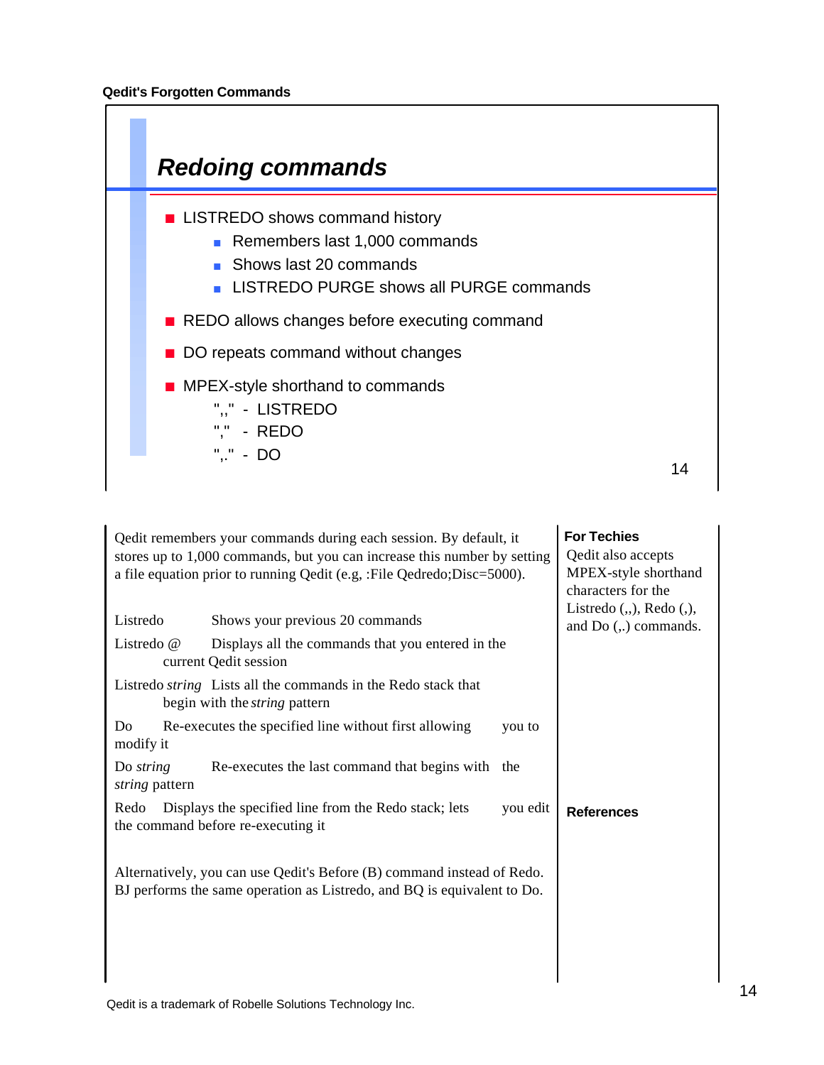## Redoing commands

- LISTREDO shows command history
  - Remembers last 1,000 commands
  - Shows last 20 commands
  - LISTREDO PURGE shows all PURGE commands
- REDO allows changes before executing command
- DO repeats command without changes
- MPEX-style shorthand to commands
  - ",," - LISTREDO
  - "," - REDO
  - ",." - DO

Qedit remembers your commands during each session. By default, it stores up to 1,000 commands, but you can increase this number by setting a file equation prior to running Qedit (e.g, :File Qedredo;Disc=5000).

Listredo Shows your previous 20 commands

Listredo @ Displays all the commands that you entered in the current Qedit session

Listredo *string* Lists all the commands in the Redo stack that begin with the *string* pattern

Do Re-executes the specified line without first allowing you to modify it

Do *string* Re-executes the last command that begins with the *string* pattern

Redo Displays the specified line from the Redo stack; lets you edit the command before re-executing it

Alternatively, you can use Qedit's Before (B) command instead of Redo. BJ performs the same operation as Listredo, and BQ is equivalent to Do.

**For Techies**

Qedit also accepts MPEX-style shorthand characters for the Listredo (,,), Redo (,), and Do (,.) commands.

**References**

Qedit is a trademark of Robelle Solutions Technology Inc.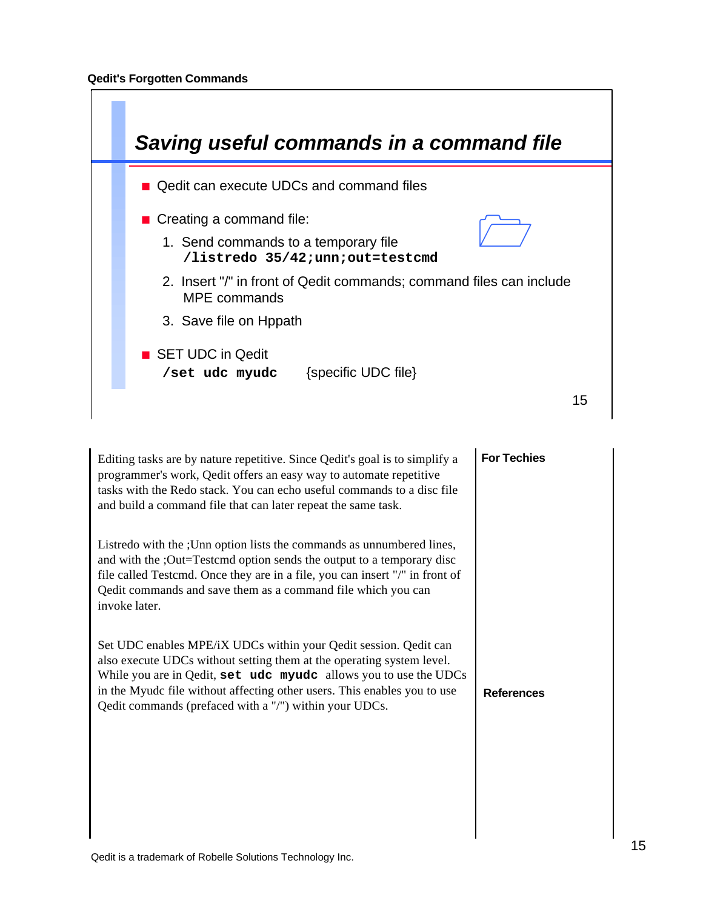## Saving useful commands in a command file

- Qedit can execute UDCs and command files
- Creating a command file:
  1. Send commands to a temporary file
     **`/listredo 35/42;unn;out=testcmd`**
  2. Insert "/" in front of Qedit commands; command files can include MPE commands
  3. Save file on Hppath
- SET UDC in Qedit
  **`/set udc myudc`** {specific UDC file}

Editing tasks are by nature repetitive. Since Qedit's goal is to simplify a programmer's work, Qedit offers an easy way to automate repetitive tasks with the Redo stack. You can echo useful commands to a disc file and build a command file that can later repeat the same task.

Listredo with the ;Unn option lists the commands as unnumbered lines, and with the ;Out=Testcmd option sends the output to a temporary disc file called Testcmd. Once they are in a file, you can insert "/" in front of Qedit commands and save them as a command file which you can invoke later.

Set UDC enables MPE/iX UDCs within your Qedit session. Qedit can also execute UDCs without setting them at the operating system level. While you are in Qedit, **`set udc myudc`** allows you to use the UDCs in the Myudc file without affecting other users. This enables you to use Qedit commands (prefaced with a "/") within your UDCs.

**For Techies**

**References**

Qedit is a trademark of Robelle Solutions Technology Inc.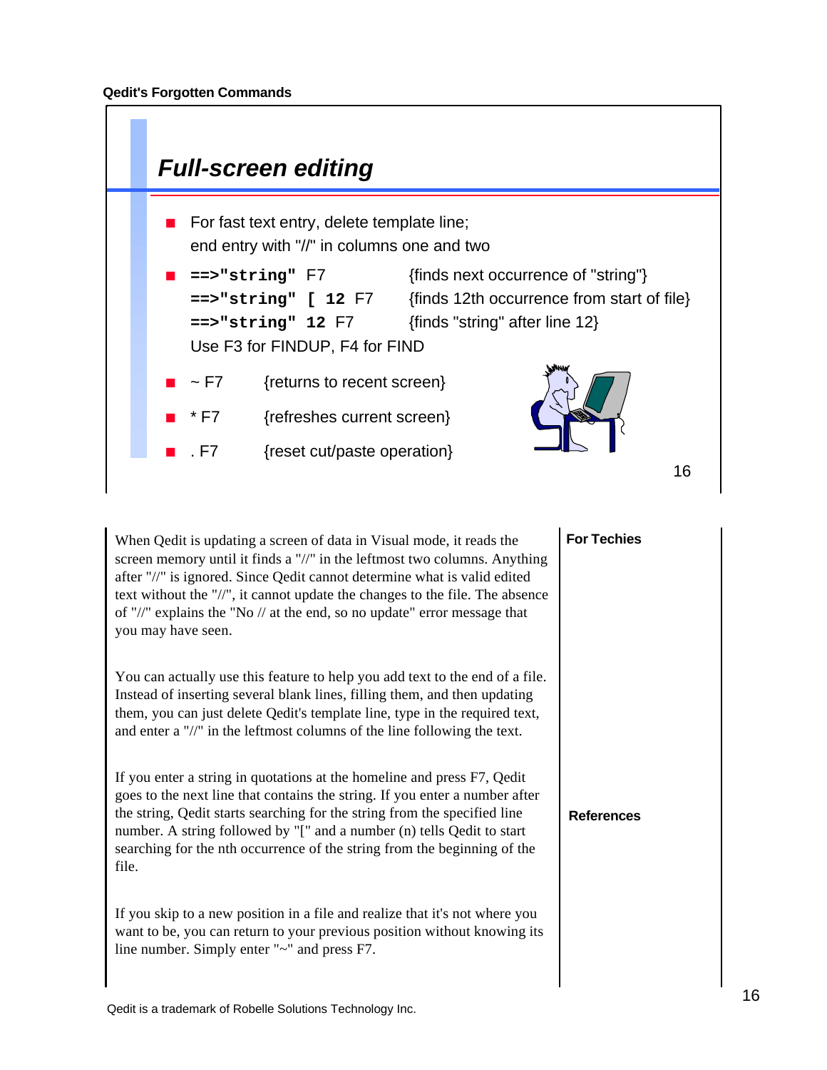## Full-screen editing

- For fast text entry, delete template line; end entry with "//" in columns one and two
- `==>"string"` F7 {finds next occurrence of "string"}
  `==>"string" [ 12` F7 {finds 12th occurrence from start of file}
  `==>"string" 12` F7 {finds "string" after line 12}
  Use F3 for FINDUP, F4 for FIND
- ~ F7 {returns to recent screen}
- * F7 {refreshes current screen}
- . F7 {reset cut/paste operation}

**For Techies**

When Qedit is updating a screen of data in Visual mode, it reads the screen memory until it finds a "//" in the leftmost two columns. Anything after "//" is ignored. Since Qedit cannot determine what is valid edited text without the "//", it cannot update the changes to the file. The absence of "//" explains the "No // at the end, so no update" error message that you may have seen.

You can actually use this feature to help you add text to the end of a file. Instead of inserting several blank lines, filling them, and then updating them, you can just delete Qedit's template line, type in the required text, and enter a "//" in the leftmost columns of the line following the text.

If you enter a string in quotations at the homeline and press F7, Qedit goes to the next line that contains the string. If you enter a number after the string, Qedit starts searching for the string from the specified line number. A string followed by "[" and a number (n) tells Qedit to start searching for the nth occurrence of the string from the beginning of the file.

If you skip to a new position in a file and realize that it's not where you want to be, you can return to your previous position without knowing its line number. Simply enter "~" and press F7.

**References**

Qedit is a trademark of Robelle Solutions Technology Inc.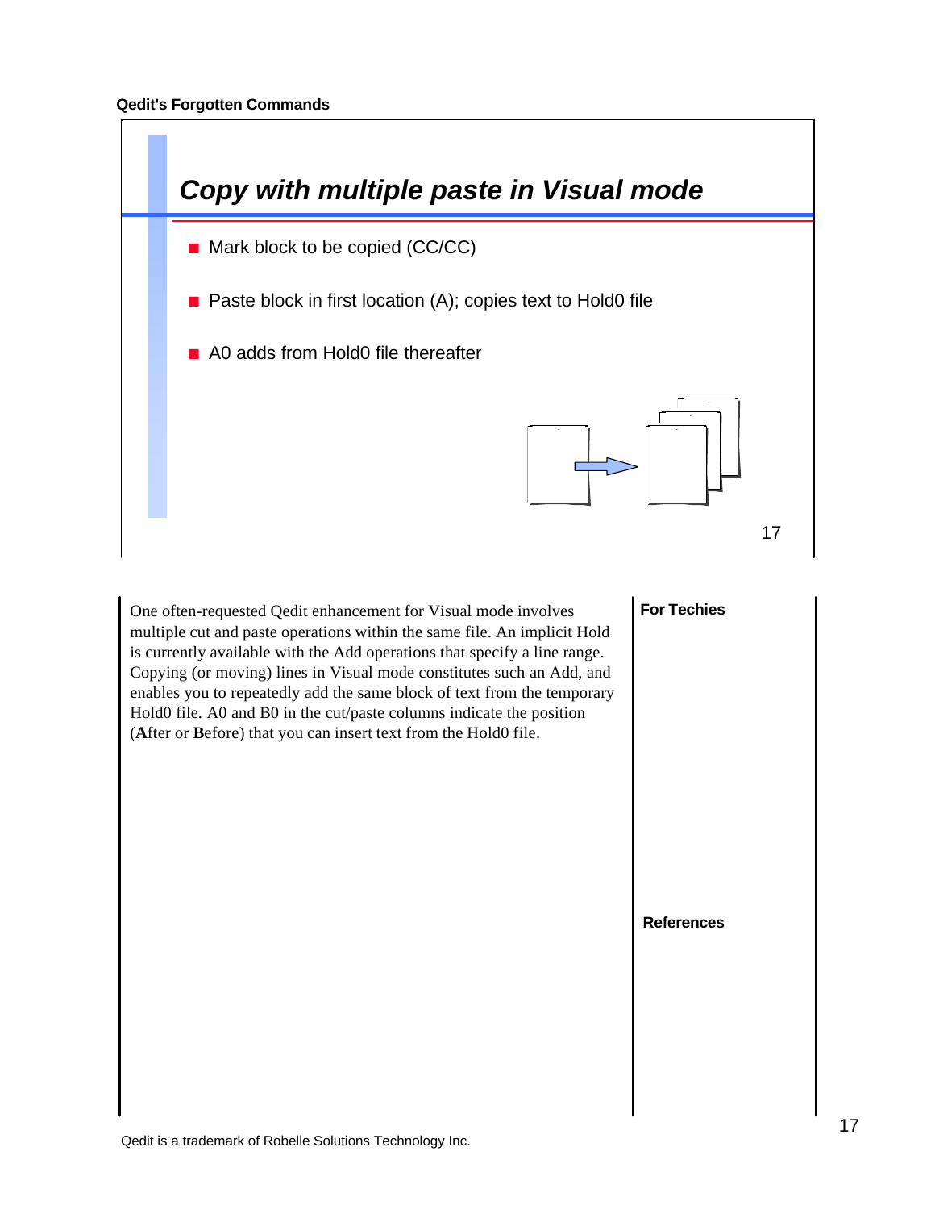## Copy with multiple paste in Visual mode

- Mark block to be copied (CC/CC)
- Paste block in first location (A); copies text to Hold0 file
- A0 adds from Hold0 file thereafter

One often-requested Qedit enhancement for Visual mode involves multiple cut and paste operations within the same file. An implicit Hold is currently available with the Add operations that specify a line range. Copying (or moving) lines in Visual mode constitutes such an Add, and enables you to repeatedly add the same block of text from the temporary Hold0 file. A0 and B0 in the cut/paste columns indicate the position (**A**fter or **B**efore) that you can insert text from the Hold0 file.

**For Techies**

**References**

Qedit is a trademark of Robelle Solutions Technology Inc.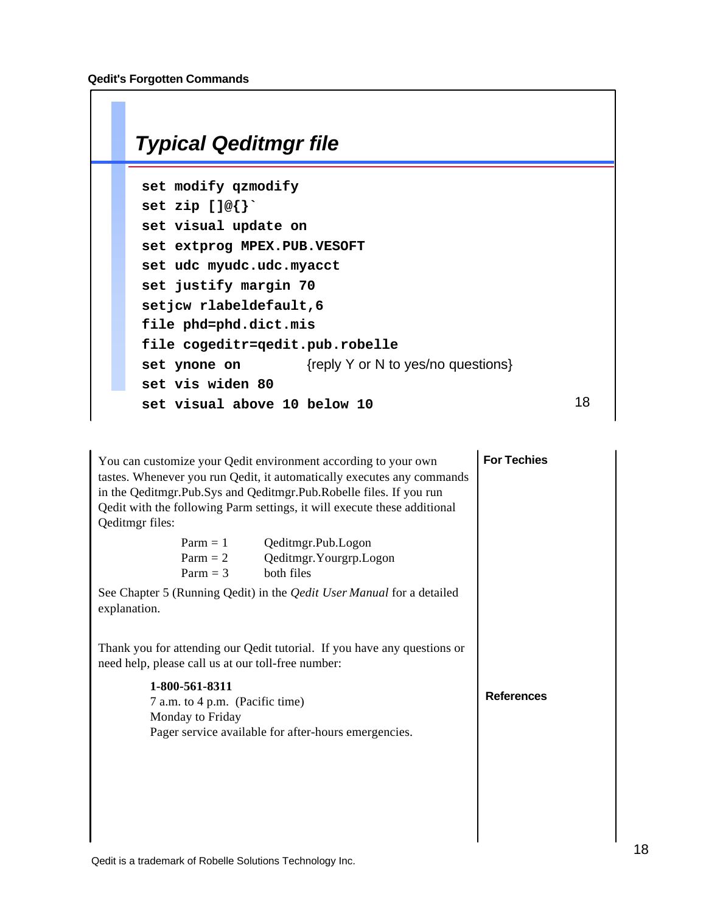## Typical Qeditmgr file

```
set modify qzmodify
set zip []@{}`
set visual update on
set extprog MPEX.PUB.VESOFT
set udc myudc.udc.myacct
set justify margin 70
setjcw rlabeldefault,6
file phd=phd.dict.mis
file cogeditr=qedit.pub.robelle
set ynone on          {reply Y or N to yes/no questions}
set vis widen 80
set visual above 10 below 10
```

**For Techies**

You can customize your Qedit environment according to your own tastes. Whenever you run Qedit, it automatically executes any commands in the Qeditmgr.Pub.Sys and Qeditmgr.Pub.Robelle files. If you run Qedit with the following Parm settings, it will execute these additional Qeditmgr files:

| | |
|---|---|
| Parm = 1 | Qeditmgr.Pub.Logon |
| Parm = 2 | Qeditmgr.Yourgrp.Logon |
| Parm = 3 | both files |

See Chapter 5 (Running Qedit) in the *Qedit User Manual* for a detailed explanation.

**References**

Thank you for attending our Qedit tutorial. If you have any questions or need help, please call us at our toll-free number:

**1-800-561-8311**
7 a.m. to 4 p.m. (Pacific time)
Monday to Friday
Pager service available for after-hours emergencies.

Qedit is a trademark of Robelle Solutions Technology Inc.